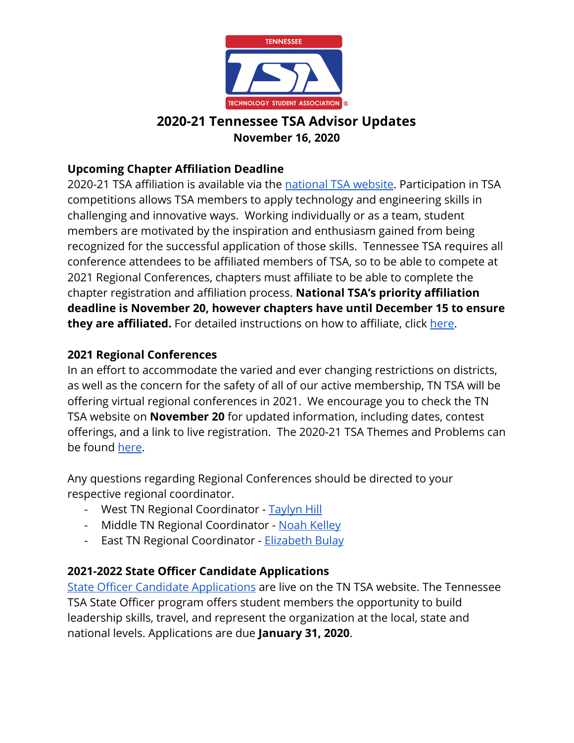# 2020-21 Tennessee TSA Advisor Updates

**November 16, 2020**

## Upcoming Chapter Affiliation Deadline

2020-21 TSA affiliation is available via the national TSA website. Participation in TSA competitions allows TSA members to apply technology and engineering skills in challenging and innovative ways. Working individually or as a team, student members are motivated by the inspiration and enthusiasm gained from being recognized for the successful application of those skills. Tennessee TSA requires all conference attendees to be affiliated members of TSA, so to be able to compete at 2021 Regional Conferences, chapters must affiliate to be able to complete the chapter registration and affiliation process. **National TSA's priority affiliation deadline is November 20, however chapters have until December 15 to ensure they are affiliated.** For detailed instructions on how to affiliate, click here.

## 2021 Regional Conferences

In an effort to accommodate the varied and ever changing restrictions on districts, as well as the concern for the safety of all of our active membership, TN TSA will be offering virtual regional conferences in 2021. We encourage you to check the TN TSA website on **November 20** for updated information, including dates, contest offerings, and a link to live registration. The 2020-21 TSA Themes and Problems can be found here.

Any questions regarding Regional Conferences should be directed to your respective regional coordinator.

- West TN Regional Coordinator - Taylyn Hill
- Middle TN Regional Coordinator - Noah Kelley
- East TN Regional Coordinator - Elizabeth Bulay

## 2021-2022 State Officer Candidate Applications

State Officer Candidate Applications are live on the TN TSA website. The Tennessee TSA State Officer program offers student members the opportunity to build leadership skills, travel, and represent the organization at the local, state and national levels. Applications are due **January 31, 2020**.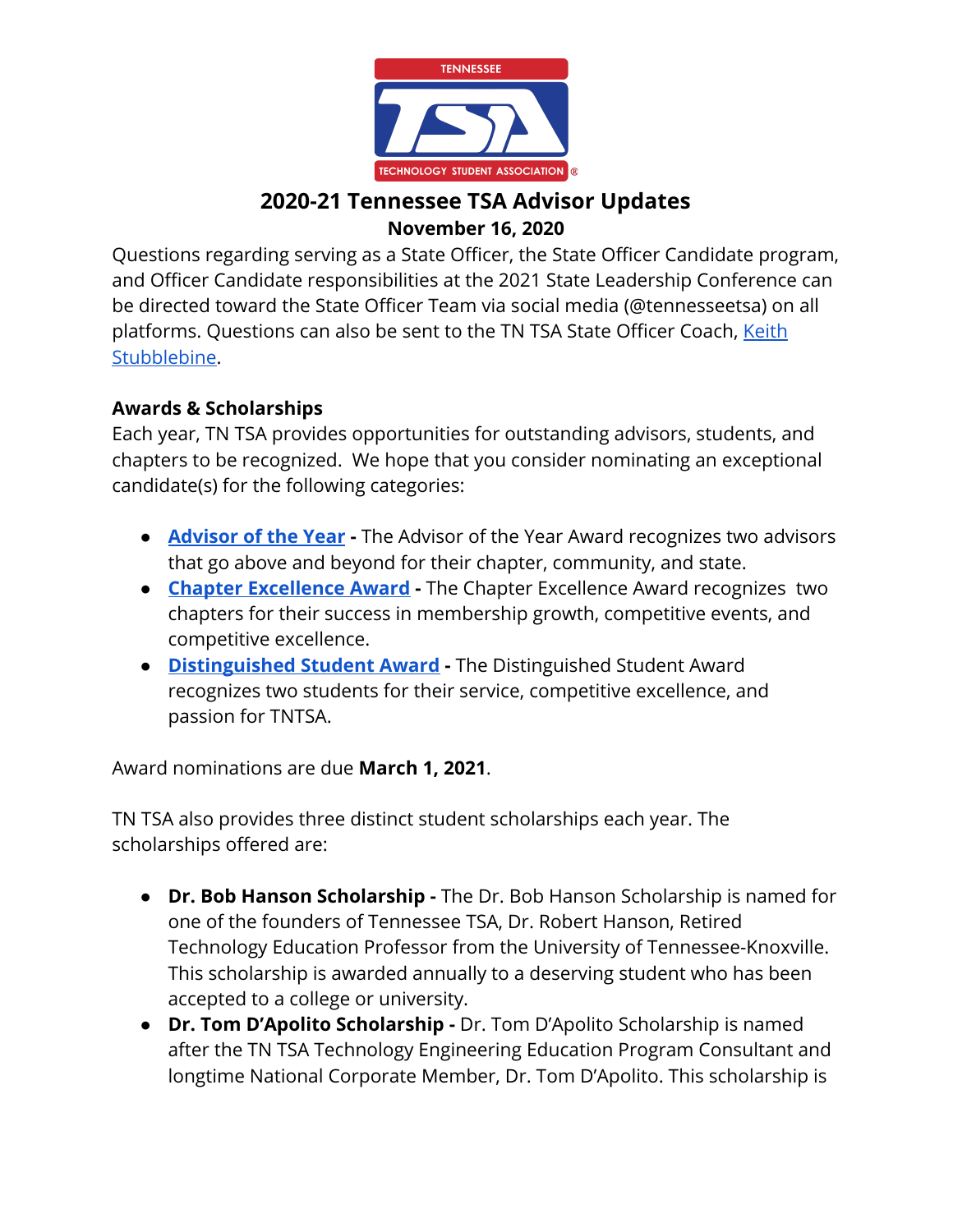# 2020-21 Tennessee TSA Advisor Updates

**November 16, 2020**

Questions regarding serving as a State Officer, the State Officer Candidate program, and Officer Candidate responsibilities at the 2021 State Leadership Conference can be directed toward the State Officer Team via social media (@tennesseetsa) on all platforms. Questions can also be sent to the TN TSA State Officer Coach, Keith Stubblebine.

**Awards & Scholarships**

Each year, TN TSA provides opportunities for outstanding advisors, students, and chapters to be recognized. We hope that you consider nominating an exceptional candidate(s) for the following categories:

- **Advisor of the Year -** The Advisor of the Year Award recognizes two advisors that go above and beyond for their chapter, community, and state.
- **Chapter Excellence Award -** The Chapter Excellence Award recognizes two chapters for their success in membership growth, competitive events, and competitive excellence.
- **Distinguished Student Award -** The Distinguished Student Award recognizes two students for their service, competitive excellence, and passion for TNTSA.

Award nominations are due **March 1, 2021**.

TN TSA also provides three distinct student scholarships each year. The scholarships offered are:

- **Dr. Bob Hanson Scholarship -** The Dr. Bob Hanson Scholarship is named for one of the founders of Tennessee TSA, Dr. Robert Hanson, Retired Technology Education Professor from the University of Tennessee-Knoxville. This scholarship is awarded annually to a deserving student who has been accepted to a college or university.
- **Dr. Tom D'Apolito Scholarship -** Dr. Tom D'Apolito Scholarship is named after the TN TSA Technology Engineering Education Program Consultant and longtime National Corporate Member, Dr. Tom D'Apolito. This scholarship is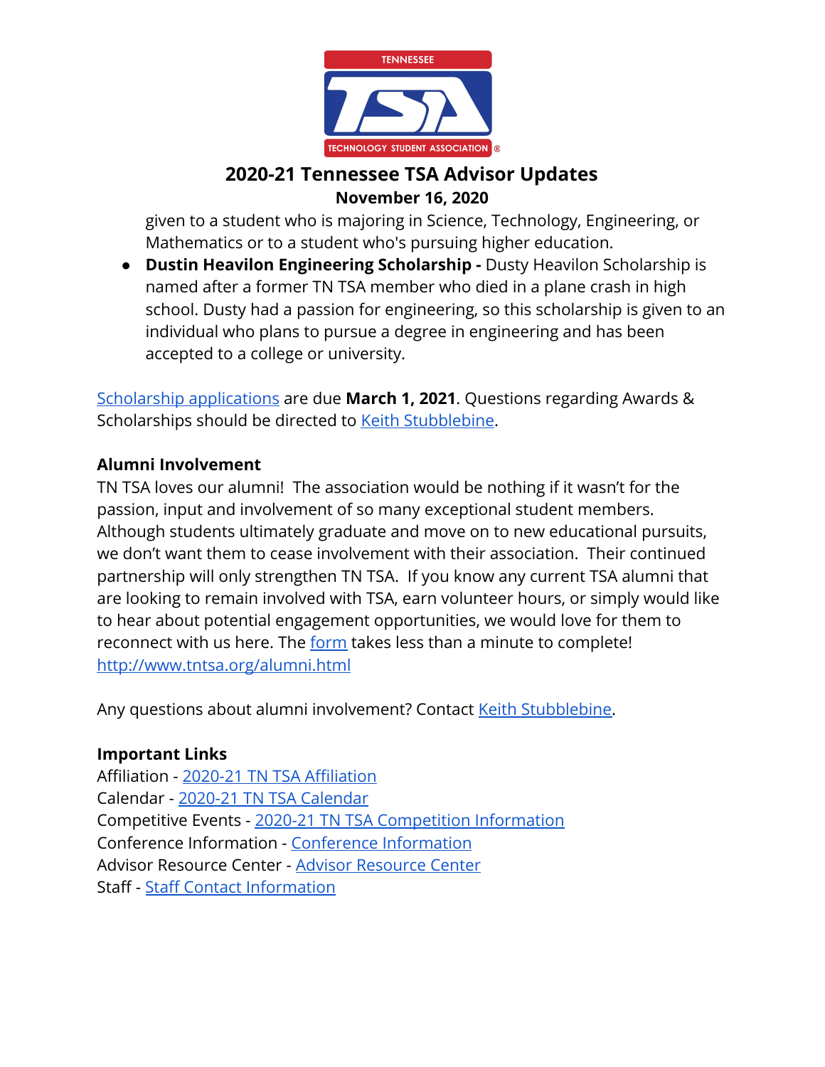given to a student who is majoring in Science, Technology, Engineering, or Mathematics or to a student who's pursuing higher education.

- **Dustin Heavilon Engineering Scholarship -** Dusty Heavilon Scholarship is named after a former TN TSA member who died in a plane crash in high school. Dusty had a passion for engineering, so this scholarship is given to an individual who plans to pursue a degree in engineering and has been accepted to a college or university.

Scholarship applications are due **March 1, 2021**. Questions regarding Awards & Scholarships should be directed to Keith Stubblebine.

**Alumni Involvement**

TN TSA loves our alumni! The association would be nothing if it wasn't for the passion, input and involvement of so many exceptional student members. Although students ultimately graduate and move on to new educational pursuits, we don't want them to cease involvement with their association. Their continued partnership will only strengthen TN TSA. If you know any current TSA alumni that are looking to remain involved with TSA, earn volunteer hours, or simply would like to hear about potential engagement opportunities, we would love for them to reconnect with us here. The form takes less than a minute to complete! http://www.tntsa.org/alumni.html

Any questions about alumni involvement? Contact Keith Stubblebine.

**Important Links**

Affiliation - 2020-21 TN TSA Affiliation
Calendar - 2020-21 TN TSA Calendar
Competitive Events - 2020-21 TN TSA Competition Information
Conference Information - Conference Information
Advisor Resource Center - Advisor Resource Center
Staff - Staff Contact Information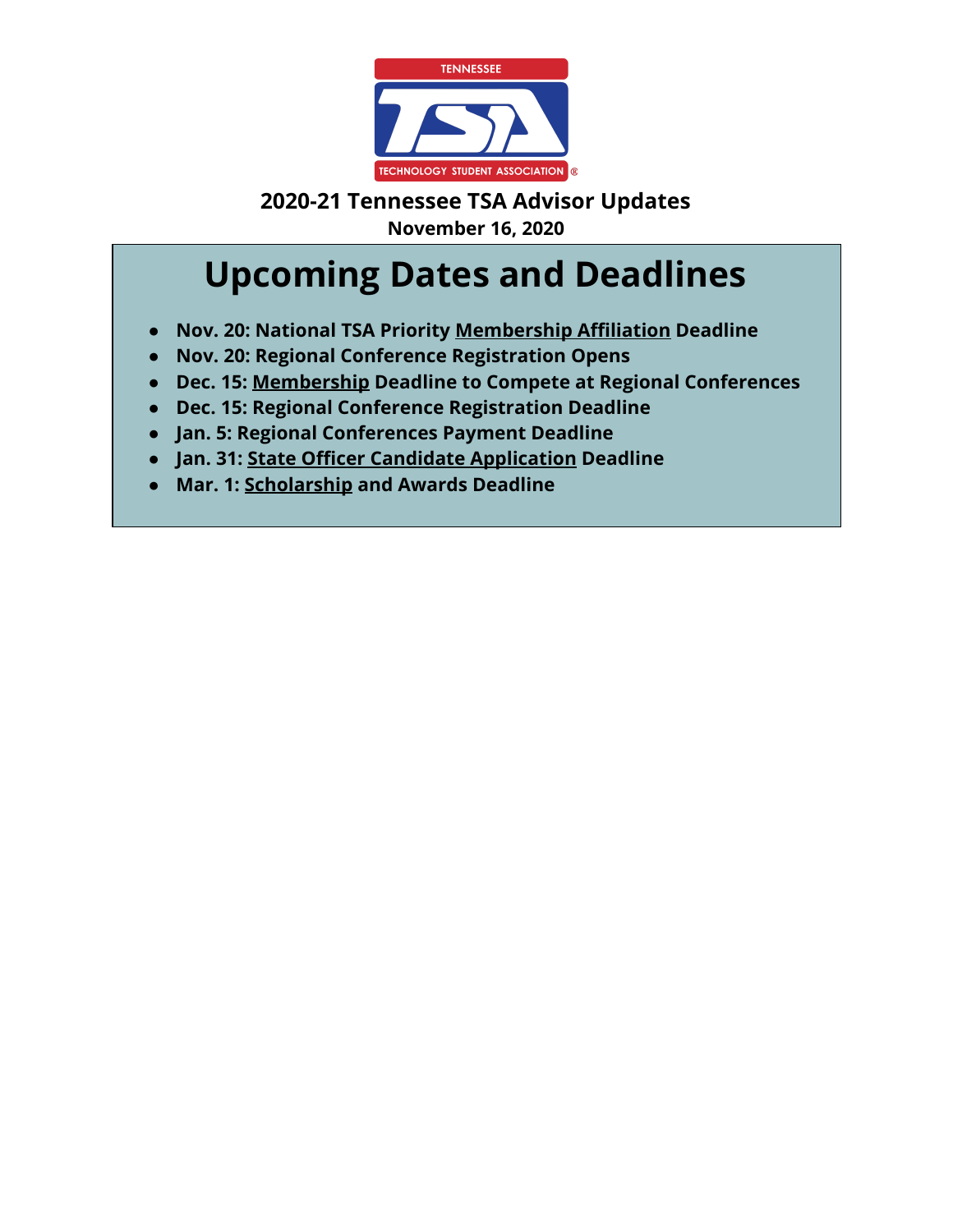**2020-21 Tennessee TSA Advisor Updates**
**November 16, 2020**

# Upcoming Dates and Deadlines

- **Nov. 20: National TSA Priority Membership Affiliation Deadline**
- **Nov. 20: Regional Conference Registration Opens**
- **Dec. 15: Membership Deadline to Compete at Regional Conferences**
- **Dec. 15: Regional Conference Registration Deadline**
- **Jan. 5: Regional Conferences Payment Deadline**
- **Jan. 31: State Officer Candidate Application Deadline**
- **Mar. 1: Scholarship and Awards Deadline**